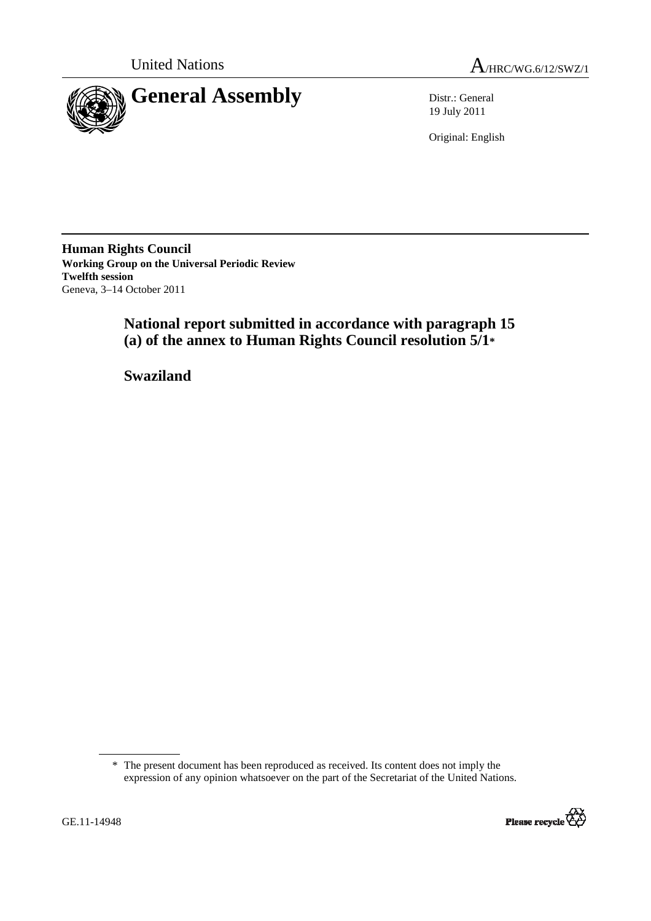United Nations

# General Assembly

A/HRC/WG.6/12/SWZ/1

Distr.: General
19 July 2011

Original: English

**Human Rights Council**
**Working Group on the Universal Periodic Review**
**Twelfth session**
Geneva, 3–14 October 2011

## National report submitted in accordance with paragraph 15 (a) of the annex to Human Rights Council resolution 5/1*

## Swaziland

\* The present document has been reproduced as received. Its content does not imply the expression of any opinion whatsoever on the part of the Secretariat of the United Nations.

GE.11-14948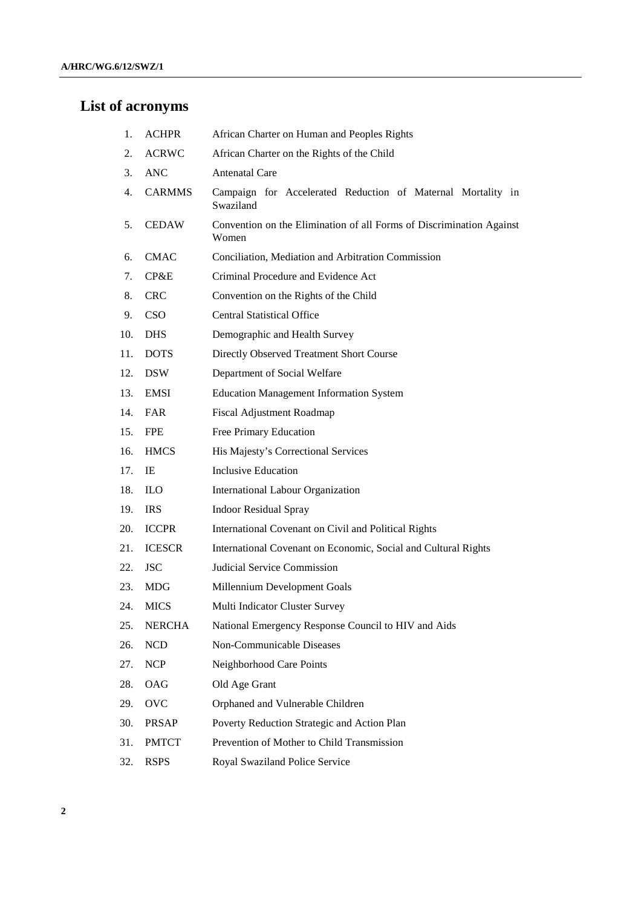## List of acronyms

| | | |
|---|---|---|
| 1. | ACHPR | African Charter on Human and Peoples Rights |
| 2. | ACRWC | African Charter on the Rights of the Child |
| 3. | ANC | Antenatal Care |
| 4. | CARMMS | Campaign for Accelerated Reduction of Maternal Mortality in Swaziland |
| 5. | CEDAW | Convention on the Elimination of all Forms of Discrimination Against Women |
| 6. | CMAC | Conciliation, Mediation and Arbitration Commission |
| 7. | CP&E | Criminal Procedure and Evidence Act |
| 8. | CRC | Convention on the Rights of the Child |
| 9. | CSO | Central Statistical Office |
| 10. | DHS | Demographic and Health Survey |
| 11. | DOTS | Directly Observed Treatment Short Course |
| 12. | DSW | Department of Social Welfare |
| 13. | EMSI | Education Management Information System |
| 14. | FAR | Fiscal Adjustment Roadmap |
| 15. | FPE | Free Primary Education |
| 16. | HMCS | His Majesty's Correctional Services |
| 17. | IE | Inclusive Education |
| 18. | ILO | International Labour Organization |
| 19. | IRS | Indoor Residual Spray |
| 20. | ICCPR | International Covenant on Civil and Political Rights |
| 21. | ICESCR | International Covenant on Economic, Social and Cultural Rights |
| 22. | JSC | Judicial Service Commission |
| 23. | MDG | Millennium Development Goals |
| 24. | MICS | Multi Indicator Cluster Survey |
| 25. | NERCHA | National Emergency Response Council to HIV and Aids |
| 26. | NCD | Non-Communicable Diseases |
| 27. | NCP | Neighborhood Care Points |
| 28. | OAG | Old Age Grant |
| 29. | OVC | Orphaned and Vulnerable Children |
| 30. | PRSAP | Poverty Reduction Strategic and Action Plan |
| 31. | PMTCT | Prevention of Mother to Child Transmission |
| 32. | RSPS | Royal Swaziland Police Service |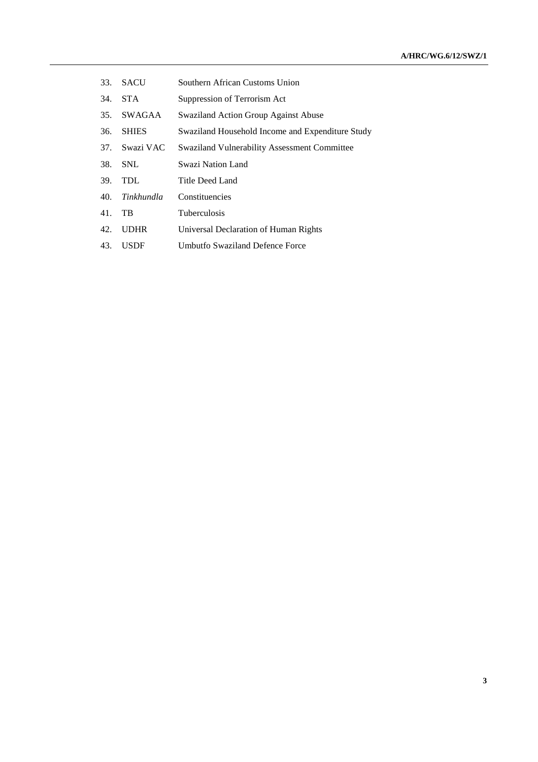| | | |
|---|---|---|
| 33. | SACU | Southern African Customs Union |
| 34. | STA | Suppression of Terrorism Act |
| 35. | SWAGAA | Swaziland Action Group Against Abuse |
| 36. | SHIES | Swaziland Household Income and Expenditure Study |
| 37. | Swazi VAC | Swaziland Vulnerability Assessment Committee |
| 38. | SNL | Swazi Nation Land |
| 39. | TDL | Title Deed Land |
| 40. | *Tinkhundla* | Constituencies |
| 41. | TB | Tuberculosis |
| 42. | UDHR | Universal Declaration of Human Rights |
| 43. | USDF | Umbutfo Swaziland Defence Force |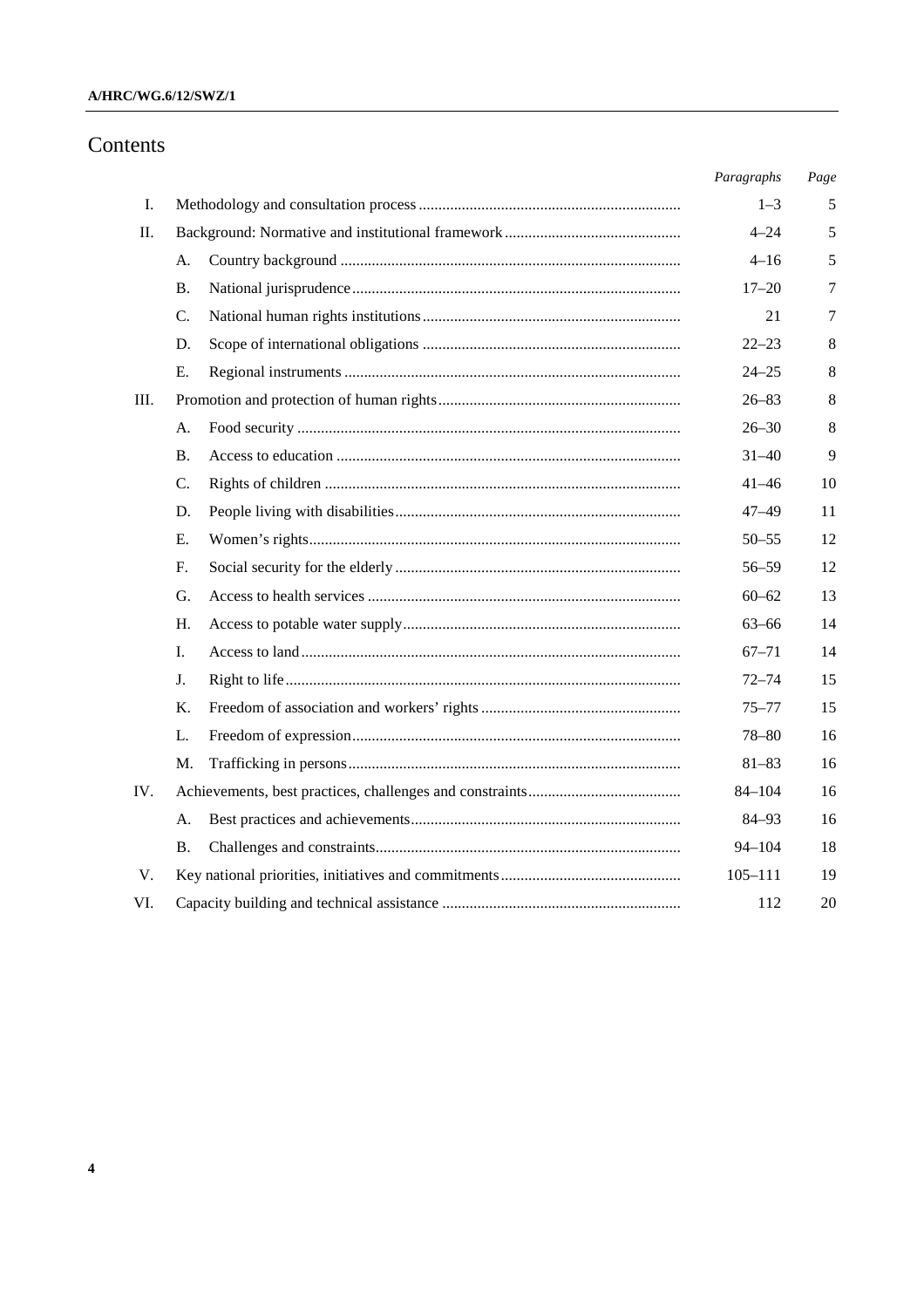# Contents

| | | | *Paragraphs* | *Page* |
|---|---|---|---|---|
| I. | Methodology and consultation process | | 1–3 | 5 |
| II. | Background: Normative and institutional framework | | 4–24 | 5 |
| | A. | Country background | 4–16 | 5 |
| | B. | National jurisprudence | 17–20 | 7 |
| | C. | National human rights institutions | 21 | 7 |
| | D. | Scope of international obligations | 22–23 | 8 |
| | E. | Regional instruments | 24–25 | 8 |
| III. | Promotion and protection of human rights | | 26–83 | 8 |
| | A. | Food security | 26–30 | 8 |
| | B. | Access to education | 31–40 | 9 |
| | C. | Rights of children | 41–46 | 10 |
| | D. | People living with disabilities | 47–49 | 11 |
| | E. | Women's rights | 50–55 | 12 |
| | F. | Social security for the elderly | 56–59 | 12 |
| | G. | Access to health services | 60–62 | 13 |
| | H. | Access to potable water supply | 63–66 | 14 |
| | I. | Access to land | 67–71 | 14 |
| | J. | Right to life | 72–74 | 15 |
| | K. | Freedom of association and workers' rights | 75–77 | 15 |
| | L. | Freedom of expression | 78–80 | 16 |
| | M. | Trafficking in persons | 81–83 | 16 |
| IV. | Achievements, best practices, challenges and constraints | | 84–104 | 16 |
| | A. | Best practices and achievements | 84–93 | 16 |
| | B. | Challenges and constraints | 94–104 | 18 |
| V. | Key national priorities, initiatives and commitments | | 105–111 | 19 |
| VI. | Capacity building and technical assistance | | 112 | 20 |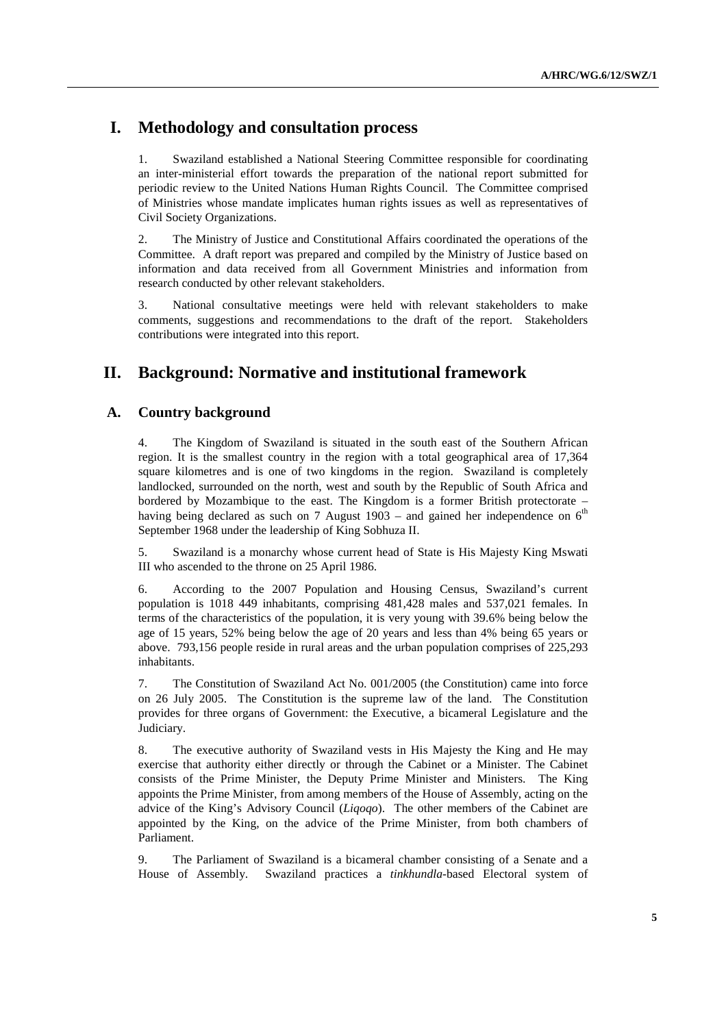# I. Methodology and consultation process

1. Swaziland established a National Steering Committee responsible for coordinating an inter-ministerial effort towards the preparation of the national report submitted for periodic review to the United Nations Human Rights Council. The Committee comprised of Ministries whose mandate implicates human rights issues as well as representatives of Civil Society Organizations.

2. The Ministry of Justice and Constitutional Affairs coordinated the operations of the Committee. A draft report was prepared and compiled by the Ministry of Justice based on information and data received from all Government Ministries and information from research conducted by other relevant stakeholders.

3. National consultative meetings were held with relevant stakeholders to make comments, suggestions and recommendations to the draft of the report. Stakeholders contributions were integrated into this report.

# II. Background: Normative and institutional framework

## A. Country background

4. The Kingdom of Swaziland is situated in the south east of the Southern African region. It is the smallest country in the region with a total geographical area of 17,364 square kilometres and is one of two kingdoms in the region. Swaziland is completely landlocked, surrounded on the north, west and south by the Republic of South Africa and bordered by Mozambique to the east. The Kingdom is a former British protectorate – having being declared as such on 7 August 1903 – and gained her independence on 6th September 1968 under the leadership of King Sobhuza II.

5. Swaziland is a monarchy whose current head of State is His Majesty King Mswati III who ascended to the throne on 25 April 1986.

6. According to the 2007 Population and Housing Census, Swaziland's current population is 1018 449 inhabitants, comprising 481,428 males and 537,021 females. In terms of the characteristics of the population, it is very young with 39.6% being below the age of 15 years, 52% being below the age of 20 years and less than 4% being 65 years or above. 793,156 people reside in rural areas and the urban population comprises of 225,293 inhabitants.

7. The Constitution of Swaziland Act No. 001/2005 (the Constitution) came into force on 26 July 2005. The Constitution is the supreme law of the land. The Constitution provides for three organs of Government: the Executive, a bicameral Legislature and the Judiciary.

8. The executive authority of Swaziland vests in His Majesty the King and He may exercise that authority either directly or through the Cabinet or a Minister. The Cabinet consists of the Prime Minister, the Deputy Prime Minister and Ministers. The King appoints the Prime Minister, from among members of the House of Assembly, acting on the advice of the King's Advisory Council (*Liqoqo*). The other members of the Cabinet are appointed by the King, on the advice of the Prime Minister, from both chambers of Parliament.

9. The Parliament of Swaziland is a bicameral chamber consisting of a Senate and a House of Assembly. Swaziland practices a *tinkhundla*-based Electoral system of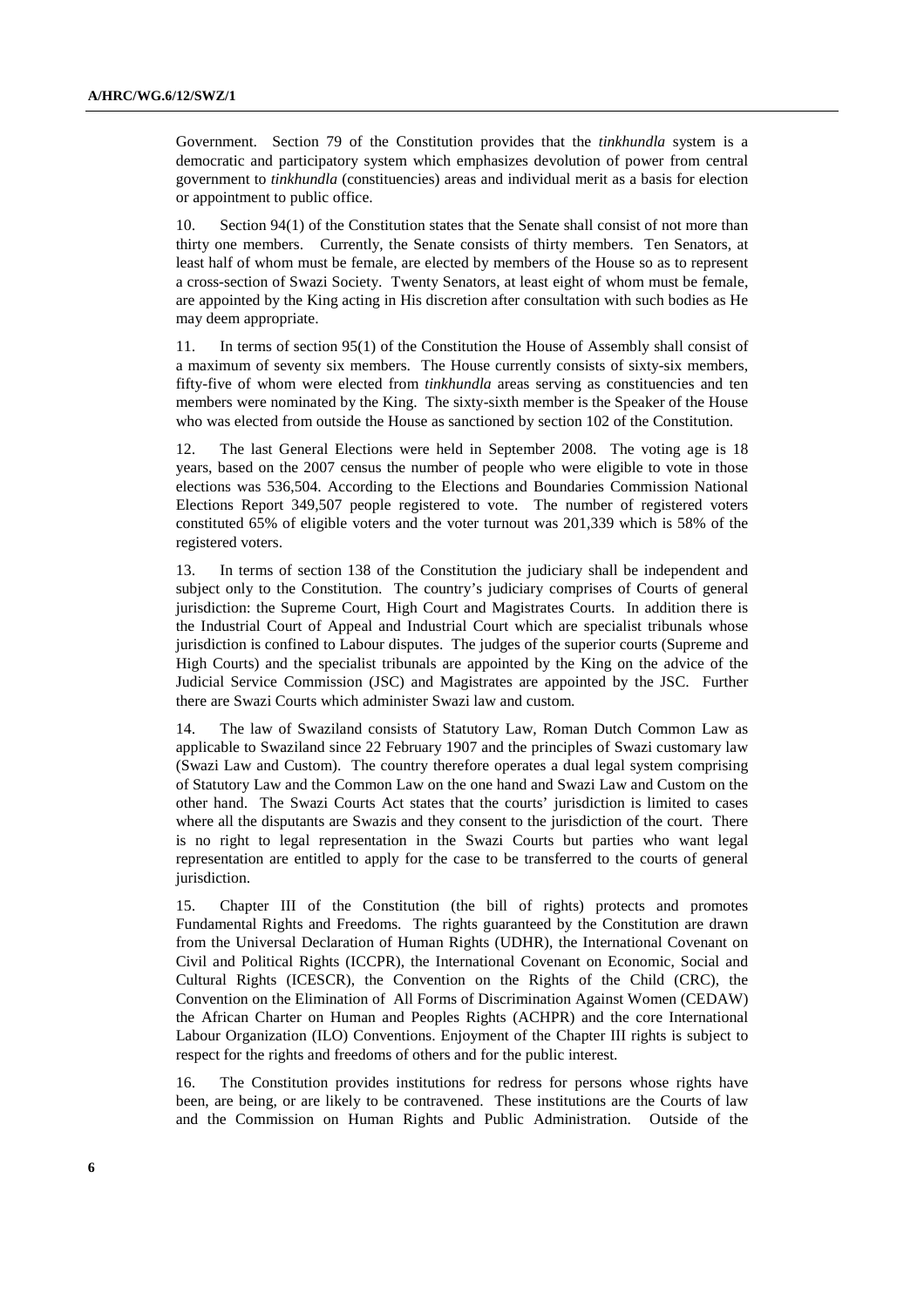Government. Section 79 of the Constitution provides that the *tinkhundla* system is a democratic and participatory system which emphasizes devolution of power from central government to *tinkhundla* (constituencies) areas and individual merit as a basis for election or appointment to public office.

10. Section 94(1) of the Constitution states that the Senate shall consist of not more than thirty one members. Currently, the Senate consists of thirty members. Ten Senators, at least half of whom must be female, are elected by members of the House so as to represent a cross-section of Swazi Society. Twenty Senators, at least eight of whom must be female, are appointed by the King acting in His discretion after consultation with such bodies as He may deem appropriate.

11. In terms of section 95(1) of the Constitution the House of Assembly shall consist of a maximum of seventy six members. The House currently consists of sixty-six members, fifty-five of whom were elected from *tinkhundla* areas serving as constituencies and ten members were nominated by the King. The sixty-sixth member is the Speaker of the House who was elected from outside the House as sanctioned by section 102 of the Constitution.

12. The last General Elections were held in September 2008. The voting age is 18 years, based on the 2007 census the number of people who were eligible to vote in those elections was 536,504. According to the Elections and Boundaries Commission National Elections Report 349,507 people registered to vote. The number of registered voters constituted 65% of eligible voters and the voter turnout was 201,339 which is 58% of the registered voters.

13. In terms of section 138 of the Constitution the judiciary shall be independent and subject only to the Constitution. The country's judiciary comprises of Courts of general jurisdiction: the Supreme Court, High Court and Magistrates Courts. In addition there is the Industrial Court of Appeal and Industrial Court which are specialist tribunals whose jurisdiction is confined to Labour disputes. The judges of the superior courts (Supreme and High Courts) and the specialist tribunals are appointed by the King on the advice of the Judicial Service Commission (JSC) and Magistrates are appointed by the JSC. Further there are Swazi Courts which administer Swazi law and custom.

14. The law of Swaziland consists of Statutory Law, Roman Dutch Common Law as applicable to Swaziland since 22 February 1907 and the principles of Swazi customary law (Swazi Law and Custom). The country therefore operates a dual legal system comprising of Statutory Law and the Common Law on the one hand and Swazi Law and Custom on the other hand. The Swazi Courts Act states that the courts' jurisdiction is limited to cases where all the disputants are Swazis and they consent to the jurisdiction of the court. There is no right to legal representation in the Swazi Courts but parties who want legal representation are entitled to apply for the case to be transferred to the courts of general jurisdiction.

15. Chapter III of the Constitution (the bill of rights) protects and promotes Fundamental Rights and Freedoms. The rights guaranteed by the Constitution are drawn from the Universal Declaration of Human Rights (UDHR), the International Covenant on Civil and Political Rights (ICCPR), the International Covenant on Economic, Social and Cultural Rights (ICESCR), the Convention on the Rights of the Child (CRC), the Convention on the Elimination of All Forms of Discrimination Against Women (CEDAW) the African Charter on Human and Peoples Rights (ACHPR) and the core International Labour Organization (ILO) Conventions. Enjoyment of the Chapter III rights is subject to respect for the rights and freedoms of others and for the public interest.

16. The Constitution provides institutions for redress for persons whose rights have been, are being, or are likely to be contravened. These institutions are the Courts of law and the Commission on Human Rights and Public Administration. Outside of the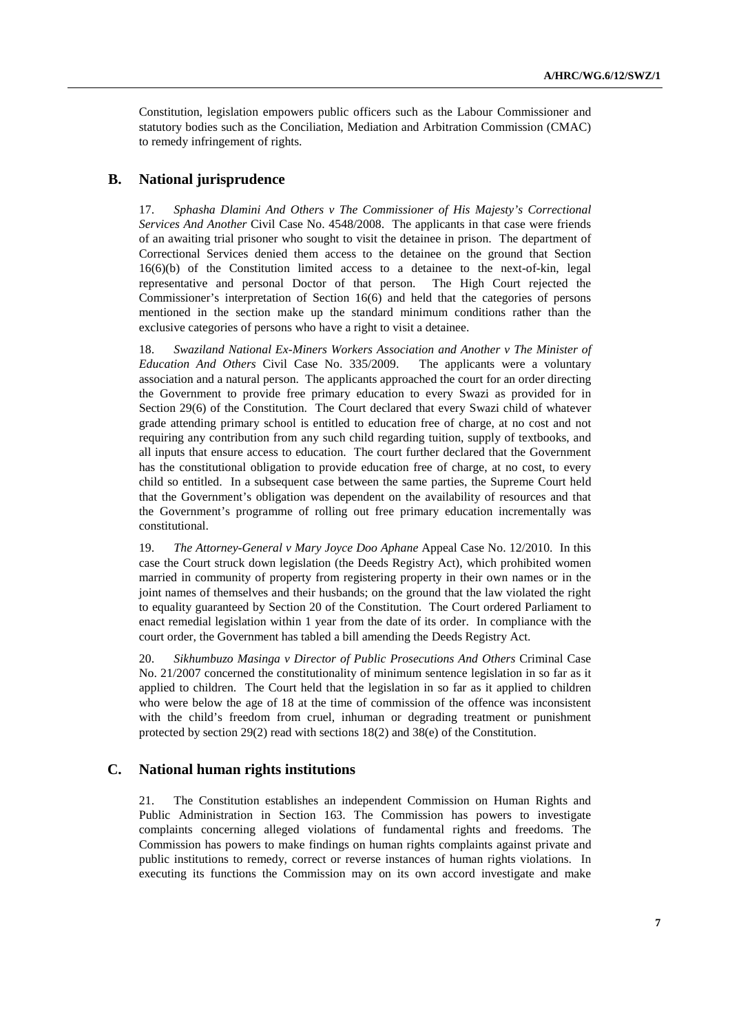Constitution, legislation empowers public officers such as the Labour Commissioner and statutory bodies such as the Conciliation, Mediation and Arbitration Commission (CMAC) to remedy infringement of rights.

## B. National jurisprudence

17. *Sphasha Dlamini And Others v The Commissioner of His Majesty's Correctional Services And Another* Civil Case No. 4548/2008. The applicants in that case were friends of an awaiting trial prisoner who sought to visit the detainee in prison. The department of Correctional Services denied them access to the detainee on the ground that Section 16(6)(b) of the Constitution limited access to a detainee to the next-of-kin, legal representative and personal Doctor of that person. The High Court rejected the Commissioner's interpretation of Section 16(6) and held that the categories of persons mentioned in the section make up the standard minimum conditions rather than the exclusive categories of persons who have a right to visit a detainee.

18. *Swaziland National Ex-Miners Workers Association and Another v The Minister of Education And Others* Civil Case No. 335/2009. The applicants were a voluntary association and a natural person. The applicants approached the court for an order directing the Government to provide free primary education to every Swazi as provided for in Section 29(6) of the Constitution. The Court declared that every Swazi child of whatever grade attending primary school is entitled to education free of charge, at no cost and not requiring any contribution from any such child regarding tuition, supply of textbooks, and all inputs that ensure access to education. The court further declared that the Government has the constitutional obligation to provide education free of charge, at no cost, to every child so entitled. In a subsequent case between the same parties, the Supreme Court held that the Government's obligation was dependent on the availability of resources and that the Government's programme of rolling out free primary education incrementally was constitutional.

19. *The Attorney-General v Mary Joyce Doo Aphane* Appeal Case No. 12/2010. In this case the Court struck down legislation (the Deeds Registry Act), which prohibited women married in community of property from registering property in their own names or in the joint names of themselves and their husbands; on the ground that the law violated the right to equality guaranteed by Section 20 of the Constitution. The Court ordered Parliament to enact remedial legislation within 1 year from the date of its order. In compliance with the court order, the Government has tabled a bill amending the Deeds Registry Act.

20. *Sikhumbuzo Masinga v Director of Public Prosecutions And Others* Criminal Case No. 21/2007 concerned the constitutionality of minimum sentence legislation in so far as it applied to children. The Court held that the legislation in so far as it applied to children who were below the age of 18 at the time of commission of the offence was inconsistent with the child's freedom from cruel, inhuman or degrading treatment or punishment protected by section 29(2) read with sections 18(2) and 38(e) of the Constitution.

## C. National human rights institutions

21. The Constitution establishes an independent Commission on Human Rights and Public Administration in Section 163. The Commission has powers to investigate complaints concerning alleged violations of fundamental rights and freedoms. The Commission has powers to make findings on human rights complaints against private and public institutions to remedy, correct or reverse instances of human rights violations. In executing its functions the Commission may on its own accord investigate and make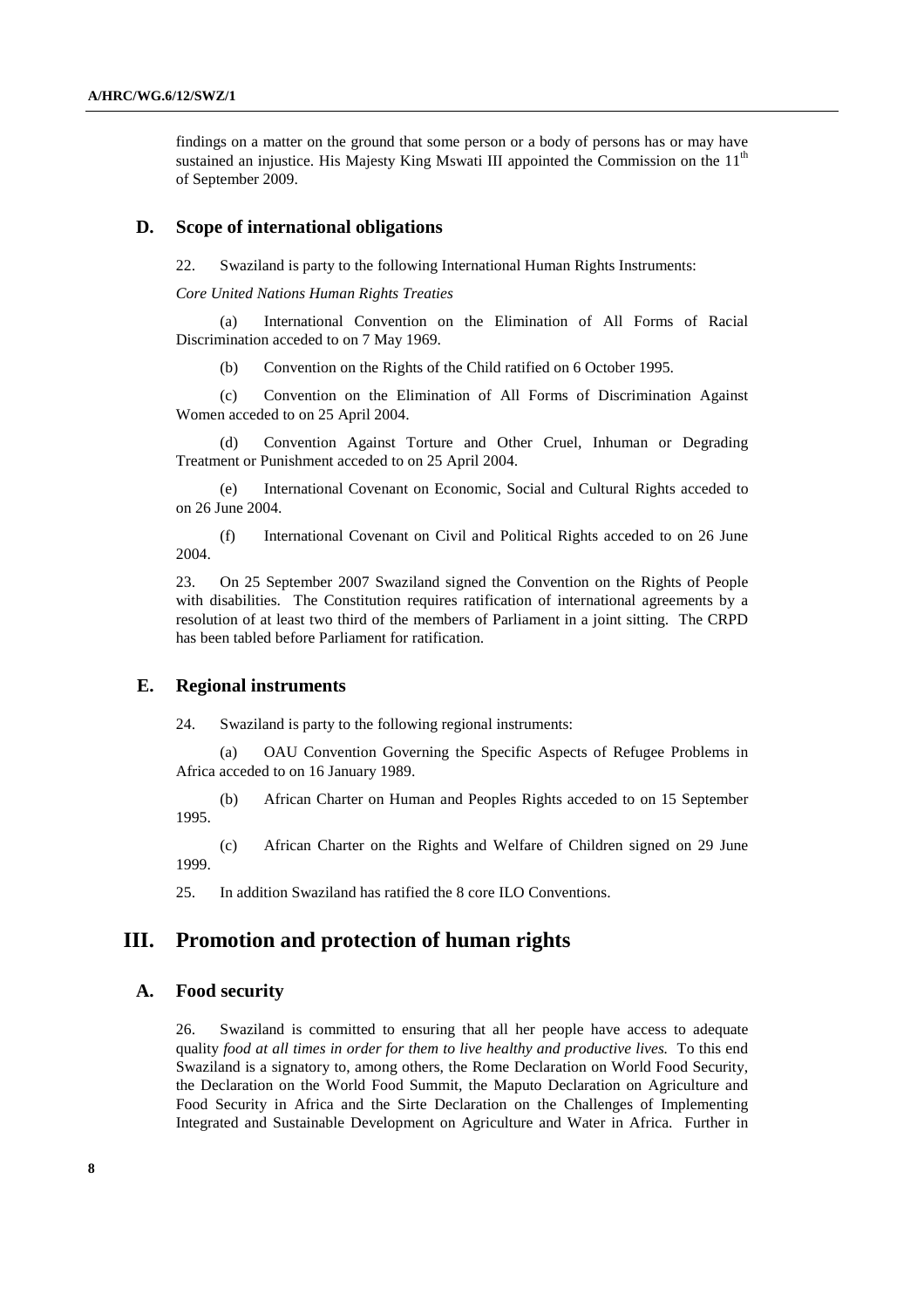findings on a matter on the ground that some person or a body of persons has or may have sustained an injustice. His Majesty King Mswati III appointed the Commission on the 11[th] of September 2009.

## D. Scope of international obligations

22. Swaziland is party to the following International Human Rights Instruments:

*Core United Nations Human Rights Treaties*

(a) International Convention on the Elimination of All Forms of Racial Discrimination acceded to on 7 May 1969.

(b) Convention on the Rights of the Child ratified on 6 October 1995.

(c) Convention on the Elimination of All Forms of Discrimination Against Women acceded to on 25 April 2004.

(d) Convention Against Torture and Other Cruel, Inhuman or Degrading Treatment or Punishment acceded to on 25 April 2004.

(e) International Covenant on Economic, Social and Cultural Rights acceded to on 26 June 2004.

(f) International Covenant on Civil and Political Rights acceded to on 26 June 2004.

23. On 25 September 2007 Swaziland signed the Convention on the Rights of People with disabilities. The Constitution requires ratification of international agreements by a resolution of at least two third of the members of Parliament in a joint sitting. The CRPD has been tabled before Parliament for ratification.

## E. Regional instruments

24. Swaziland is party to the following regional instruments:

(a) OAU Convention Governing the Specific Aspects of Refugee Problems in Africa acceded to on 16 January 1989.

(b) African Charter on Human and Peoples Rights acceded to on 15 September 1995.

(c) African Charter on the Rights and Welfare of Children signed on 29 June 1999.

25. In addition Swaziland has ratified the 8 core ILO Conventions.

# III. Promotion and protection of human rights

## A. Food security

26. Swaziland is committed to ensuring that all her people have access to adequate quality *food at all times in order for them to live healthy and productive lives.* To this end Swaziland is a signatory to, among others, the Rome Declaration on World Food Security, the Declaration on the World Food Summit, the Maputo Declaration on Agriculture and Food Security in Africa and the Sirte Declaration on the Challenges of Implementing Integrated and Sustainable Development on Agriculture and Water in Africa. Further in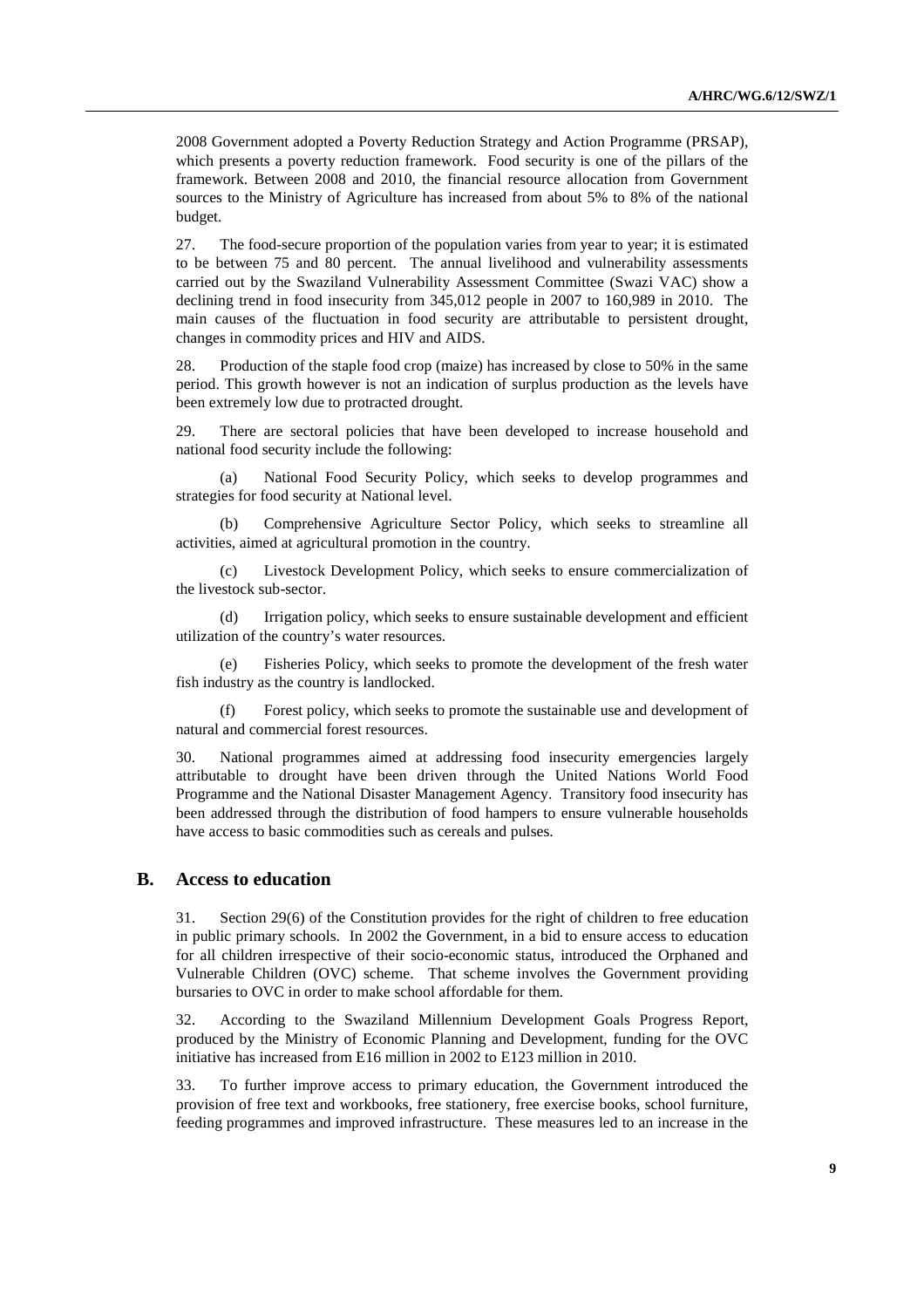2008 Government adopted a Poverty Reduction Strategy and Action Programme (PRSAP), which presents a poverty reduction framework. Food security is one of the pillars of the framework. Between 2008 and 2010, the financial resource allocation from Government sources to the Ministry of Agriculture has increased from about 5% to 8% of the national budget.

27. The food-secure proportion of the population varies from year to year; it is estimated to be between 75 and 80 percent. The annual livelihood and vulnerability assessments carried out by the Swaziland Vulnerability Assessment Committee (Swazi VAC) show a declining trend in food insecurity from 345,012 people in 2007 to 160,989 in 2010. The main causes of the fluctuation in food security are attributable to persistent drought, changes in commodity prices and HIV and AIDS.

28. Production of the staple food crop (maize) has increased by close to 50% in the same period. This growth however is not an indication of surplus production as the levels have been extremely low due to protracted drought.

29. There are sectoral policies that have been developed to increase household and national food security include the following:

(a) National Food Security Policy, which seeks to develop programmes and strategies for food security at National level.

(b) Comprehensive Agriculture Sector Policy, which seeks to streamline all activities, aimed at agricultural promotion in the country.

(c) Livestock Development Policy, which seeks to ensure commercialization of the livestock sub-sector.

(d) Irrigation policy, which seeks to ensure sustainable development and efficient utilization of the country's water resources.

(e) Fisheries Policy, which seeks to promote the development of the fresh water fish industry as the country is landlocked.

(f) Forest policy, which seeks to promote the sustainable use and development of natural and commercial forest resources.

30. National programmes aimed at addressing food insecurity emergencies largely attributable to drought have been driven through the United Nations World Food Programme and the National Disaster Management Agency. Transitory food insecurity has been addressed through the distribution of food hampers to ensure vulnerable households have access to basic commodities such as cereals and pulses.

## B. Access to education

31. Section 29(6) of the Constitution provides for the right of children to free education in public primary schools. In 2002 the Government, in a bid to ensure access to education for all children irrespective of their socio-economic status, introduced the Orphaned and Vulnerable Children (OVC) scheme. That scheme involves the Government providing bursaries to OVC in order to make school affordable for them.

32. According to the Swaziland Millennium Development Goals Progress Report, produced by the Ministry of Economic Planning and Development, funding for the OVC initiative has increased from E16 million in 2002 to E123 million in 2010.

33. To further improve access to primary education, the Government introduced the provision of free text and workbooks, free stationery, free exercise books, school furniture, feeding programmes and improved infrastructure. These measures led to an increase in the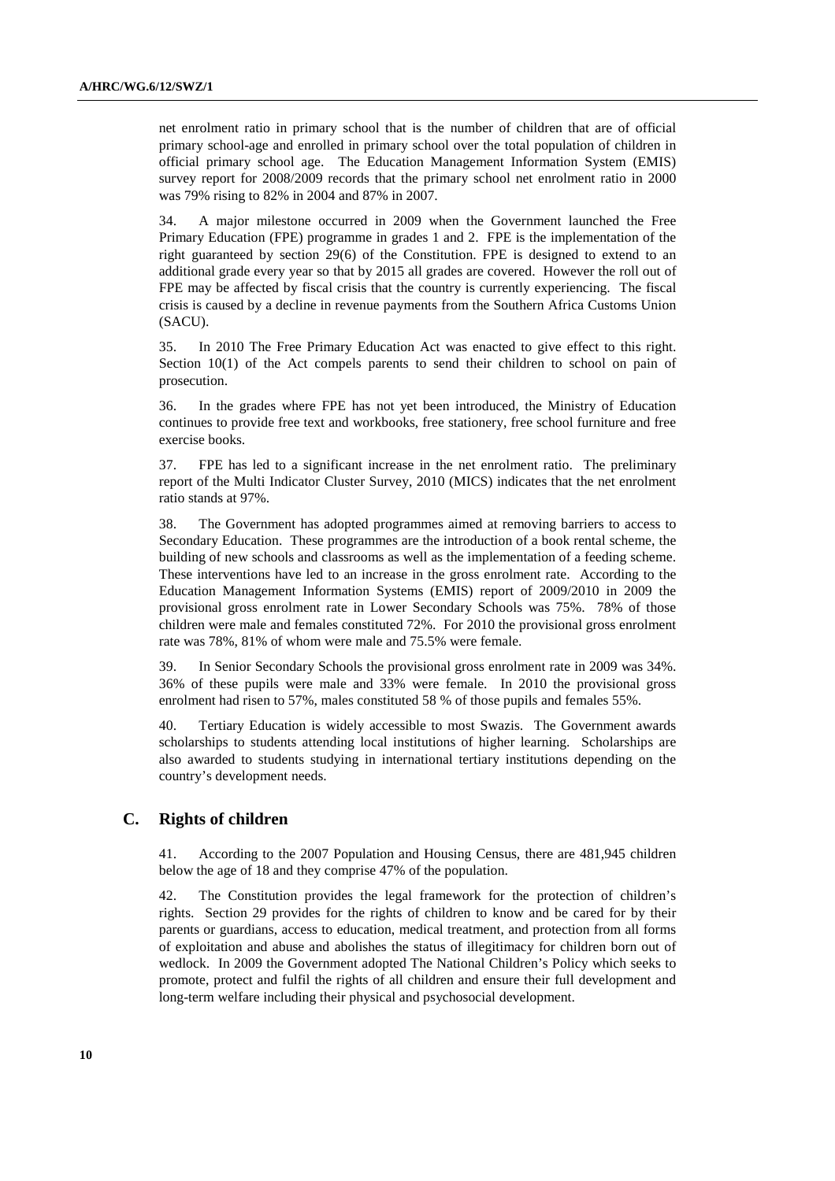net enrolment ratio in primary school that is the number of children that are of official primary school-age and enrolled in primary school over the total population of children in official primary school age. The Education Management Information System (EMIS) survey report for 2008/2009 records that the primary school net enrolment ratio in 2000 was 79% rising to 82% in 2004 and 87% in 2007.

34. A major milestone occurred in 2009 when the Government launched the Free Primary Education (FPE) programme in grades 1 and 2. FPE is the implementation of the right guaranteed by section 29(6) of the Constitution. FPE is designed to extend to an additional grade every year so that by 2015 all grades are covered. However the roll out of FPE may be affected by fiscal crisis that the country is currently experiencing. The fiscal crisis is caused by a decline in revenue payments from the Southern Africa Customs Union (SACU).

35. In 2010 The Free Primary Education Act was enacted to give effect to this right. Section 10(1) of the Act compels parents to send their children to school on pain of prosecution.

36. In the grades where FPE has not yet been introduced, the Ministry of Education continues to provide free text and workbooks, free stationery, free school furniture and free exercise books.

37. FPE has led to a significant increase in the net enrolment ratio. The preliminary report of the Multi Indicator Cluster Survey, 2010 (MICS) indicates that the net enrolment ratio stands at 97%.

38. The Government has adopted programmes aimed at removing barriers to access to Secondary Education. These programmes are the introduction of a book rental scheme, the building of new schools and classrooms as well as the implementation of a feeding scheme. These interventions have led to an increase in the gross enrolment rate. According to the Education Management Information Systems (EMIS) report of 2009/2010 in 2009 the provisional gross enrolment rate in Lower Secondary Schools was 75%. 78% of those children were male and females constituted 72%. For 2010 the provisional gross enrolment rate was 78%, 81% of whom were male and 75.5% were female.

39. In Senior Secondary Schools the provisional gross enrolment rate in 2009 was 34%. 36% of these pupils were male and 33% were female. In 2010 the provisional gross enrolment had risen to 57%, males constituted 58 % of those pupils and females 55%.

40. Tertiary Education is widely accessible to most Swazis. The Government awards scholarships to students attending local institutions of higher learning. Scholarships are also awarded to students studying in international tertiary institutions depending on the country's development needs.

## C. Rights of children

41. According to the 2007 Population and Housing Census, there are 481,945 children below the age of 18 and they comprise 47% of the population.

42. The Constitution provides the legal framework for the protection of children's rights. Section 29 provides for the rights of children to know and be cared for by their parents or guardians, access to education, medical treatment, and protection from all forms of exploitation and abuse and abolishes the status of illegitimacy for children born out of wedlock. In 2009 the Government adopted The National Children's Policy which seeks to promote, protect and fulfil the rights of all children and ensure their full development and long-term welfare including their physical and psychosocial development.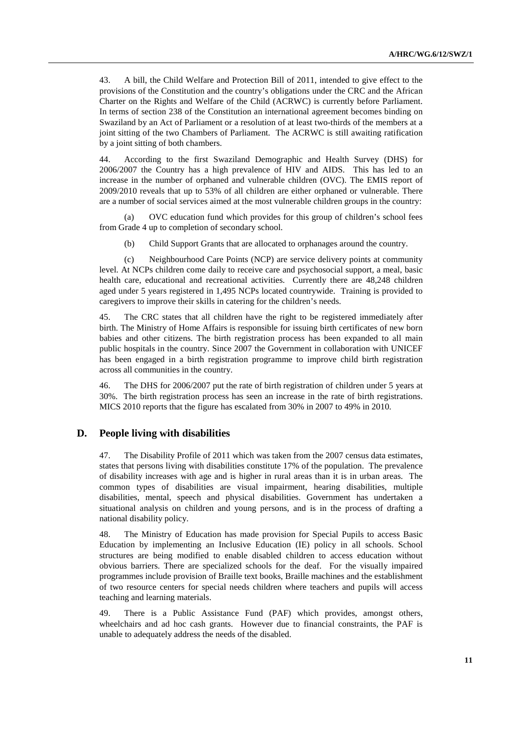43. A bill, the Child Welfare and Protection Bill of 2011, intended to give effect to the provisions of the Constitution and the country's obligations under the CRC and the African Charter on the Rights and Welfare of the Child (ACRWC) is currently before Parliament. In terms of section 238 of the Constitution an international agreement becomes binding on Swaziland by an Act of Parliament or a resolution of at least two-thirds of the members at a joint sitting of the two Chambers of Parliament. The ACRWC is still awaiting ratification by a joint sitting of both chambers.

44. According to the first Swaziland Demographic and Health Survey (DHS) for 2006/2007 the Country has a high prevalence of HIV and AIDS. This has led to an increase in the number of orphaned and vulnerable children (OVC). The EMIS report of 2009/2010 reveals that up to 53% of all children are either orphaned or vulnerable. There are a number of social services aimed at the most vulnerable children groups in the country:

(a) OVC education fund which provides for this group of children's school fees from Grade 4 up to completion of secondary school.

(b) Child Support Grants that are allocated to orphanages around the country.

(c) Neighbourhood Care Points (NCP) are service delivery points at community level. At NCPs children come daily to receive care and psychosocial support, a meal, basic health care, educational and recreational activities. Currently there are 48,248 children aged under 5 years registered in 1,495 NCPs located countrywide. Training is provided to caregivers to improve their skills in catering for the children's needs.

45. The CRC states that all children have the right to be registered immediately after birth. The Ministry of Home Affairs is responsible for issuing birth certificates of new born babies and other citizens. The birth registration process has been expanded to all main public hospitals in the country. Since 2007 the Government in collaboration with UNICEF has been engaged in a birth registration programme to improve child birth registration across all communities in the country.

46. The DHS for 2006/2007 put the rate of birth registration of children under 5 years at 30%. The birth registration process has seen an increase in the rate of birth registrations. MICS 2010 reports that the figure has escalated from 30% in 2007 to 49% in 2010.

## D. People living with disabilities

47. The Disability Profile of 2011 which was taken from the 2007 census data estimates, states that persons living with disabilities constitute 17% of the population. The prevalence of disability increases with age and is higher in rural areas than it is in urban areas. The common types of disabilities are visual impairment, hearing disabilities, multiple disabilities, mental, speech and physical disabilities. Government has undertaken a situational analysis on children and young persons, and is in the process of drafting a national disability policy.

48. The Ministry of Education has made provision for Special Pupils to access Basic Education by implementing an Inclusive Education (IE) policy in all schools. School structures are being modified to enable disabled children to access education without obvious barriers. There are specialized schools for the deaf. For the visually impaired programmes include provision of Braille text books, Braille machines and the establishment of two resource centers for special needs children where teachers and pupils will access teaching and learning materials.

49. There is a Public Assistance Fund (PAF) which provides, amongst others, wheelchairs and ad hoc cash grants. However due to financial constraints, the PAF is unable to adequately address the needs of the disabled.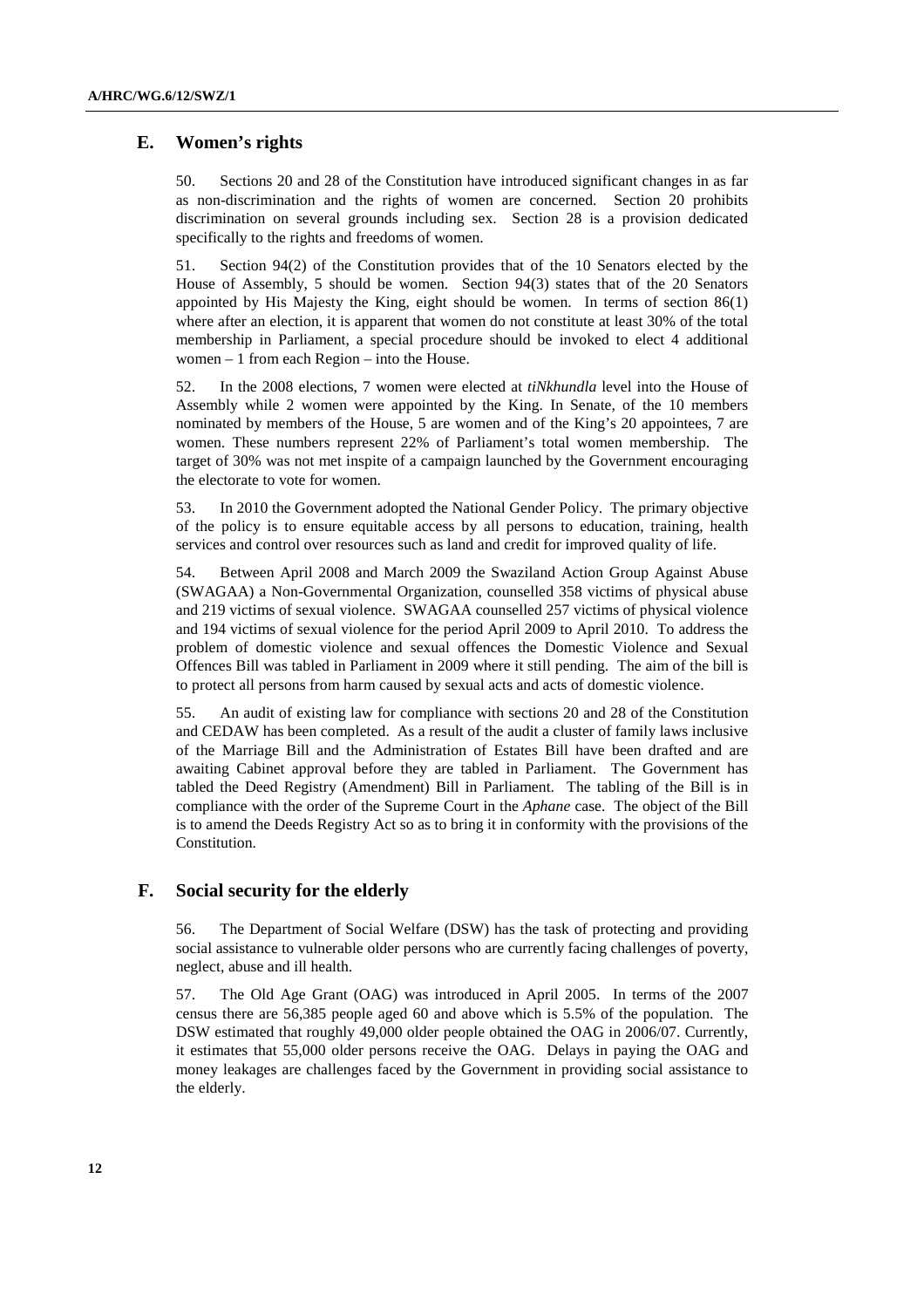## E. Women's rights

50. Sections 20 and 28 of the Constitution have introduced significant changes in as far as non-discrimination and the rights of women are concerned. Section 20 prohibits discrimination on several grounds including sex. Section 28 is a provision dedicated specifically to the rights and freedoms of women.

51. Section 94(2) of the Constitution provides that of the 10 Senators elected by the House of Assembly, 5 should be women. Section 94(3) states that of the 20 Senators appointed by His Majesty the King, eight should be women. In terms of section 86(1) where after an election, it is apparent that women do not constitute at least 30% of the total membership in Parliament, a special procedure should be invoked to elect 4 additional women – 1 from each Region – into the House.

52. In the 2008 elections, 7 women were elected at *tiNkhundla* level into the House of Assembly while 2 women were appointed by the King. In Senate, of the 10 members nominated by members of the House, 5 are women and of the King's 20 appointees, 7 are women. These numbers represent 22% of Parliament's total women membership. The target of 30% was not met inspite of a campaign launched by the Government encouraging the electorate to vote for women.

53. In 2010 the Government adopted the National Gender Policy. The primary objective of the policy is to ensure equitable access by all persons to education, training, health services and control over resources such as land and credit for improved quality of life.

54. Between April 2008 and March 2009 the Swaziland Action Group Against Abuse (SWAGAA) a Non-Governmental Organization, counselled 358 victims of physical abuse and 219 victims of sexual violence. SWAGAA counselled 257 victims of physical violence and 194 victims of sexual violence for the period April 2009 to April 2010. To address the problem of domestic violence and sexual offences the Domestic Violence and Sexual Offences Bill was tabled in Parliament in 2009 where it still pending. The aim of the bill is to protect all persons from harm caused by sexual acts and acts of domestic violence.

55. An audit of existing law for compliance with sections 20 and 28 of the Constitution and CEDAW has been completed. As a result of the audit a cluster of family laws inclusive of the Marriage Bill and the Administration of Estates Bill have been drafted and are awaiting Cabinet approval before they are tabled in Parliament. The Government has tabled the Deed Registry (Amendment) Bill in Parliament. The tabling of the Bill is in compliance with the order of the Supreme Court in the *Aphane* case. The object of the Bill is to amend the Deeds Registry Act so as to bring it in conformity with the provisions of the Constitution.

## F. Social security for the elderly

56. The Department of Social Welfare (DSW) has the task of protecting and providing social assistance to vulnerable older persons who are currently facing challenges of poverty, neglect, abuse and ill health.

57. The Old Age Grant (OAG) was introduced in April 2005. In terms of the 2007 census there are 56,385 people aged 60 and above which is 5.5% of the population. The DSW estimated that roughly 49,000 older people obtained the OAG in 2006/07. Currently, it estimates that 55,000 older persons receive the OAG. Delays in paying the OAG and money leakages are challenges faced by the Government in providing social assistance to the elderly.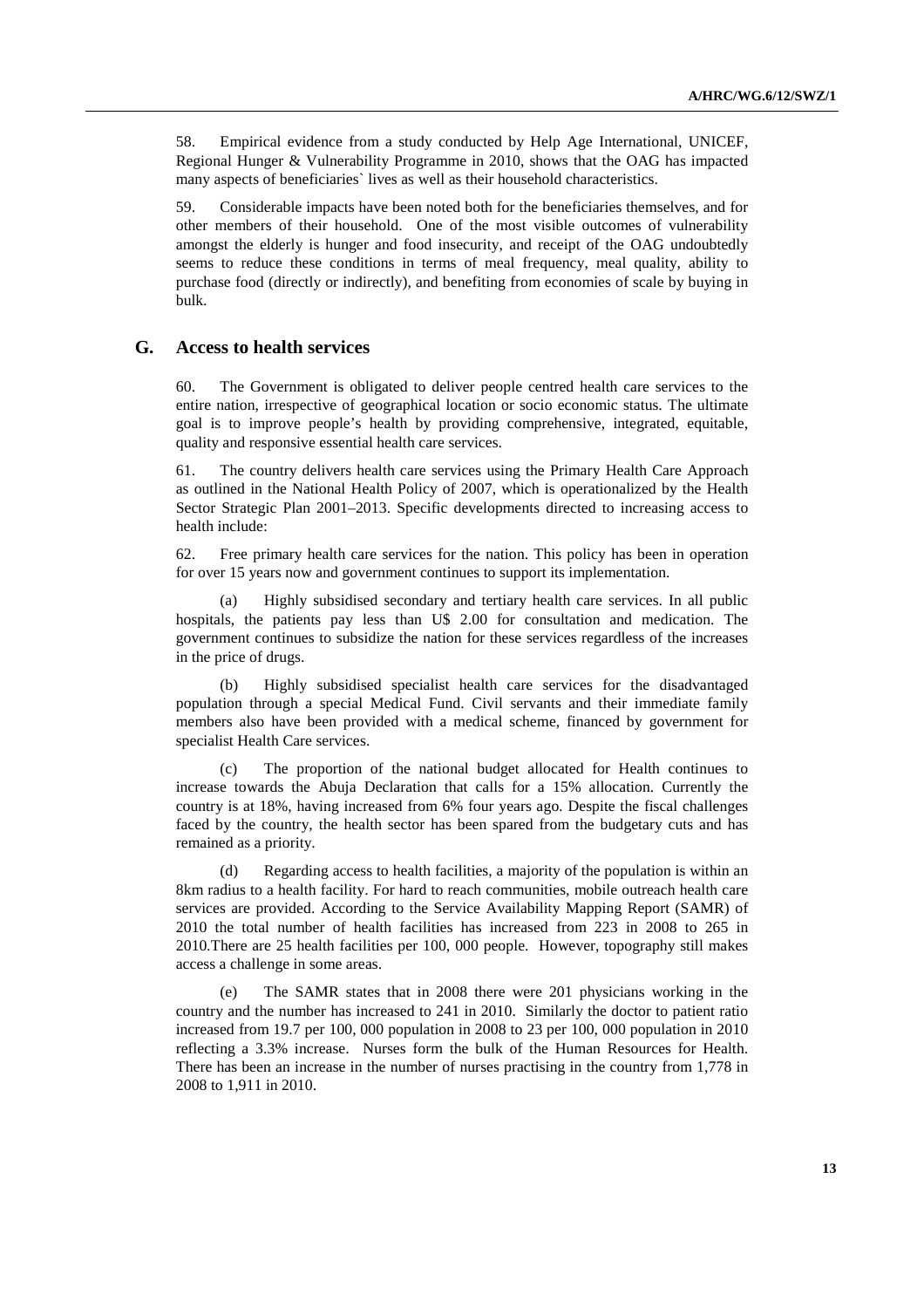58. Empirical evidence from a study conducted by Help Age International, UNICEF, Regional Hunger & Vulnerability Programme in 2010, shows that the OAG has impacted many aspects of beneficiaries` lives as well as their household characteristics.

59. Considerable impacts have been noted both for the beneficiaries themselves, and for other members of their household. One of the most visible outcomes of vulnerability amongst the elderly is hunger and food insecurity, and receipt of the OAG undoubtedly seems to reduce these conditions in terms of meal frequency, meal quality, ability to purchase food (directly or indirectly), and benefiting from economies of scale by buying in bulk.

## G. Access to health services

60. The Government is obligated to deliver people centred health care services to the entire nation, irrespective of geographical location or socio economic status. The ultimate goal is to improve people's health by providing comprehensive, integrated, equitable, quality and responsive essential health care services.

61. The country delivers health care services using the Primary Health Care Approach as outlined in the National Health Policy of 2007, which is operationalized by the Health Sector Strategic Plan 2001–2013. Specific developments directed to increasing access to health include:

62. Free primary health care services for the nation. This policy has been in operation for over 15 years now and government continues to support its implementation.

(a) Highly subsidised secondary and tertiary health care services. In all public hospitals, the patients pay less than U$ 2.00 for consultation and medication. The government continues to subsidize the nation for these services regardless of the increases in the price of drugs.

(b) Highly subsidised specialist health care services for the disadvantaged population through a special Medical Fund. Civil servants and their immediate family members also have been provided with a medical scheme, financed by government for specialist Health Care services.

(c) The proportion of the national budget allocated for Health continues to increase towards the Abuja Declaration that calls for a 15% allocation. Currently the country is at 18%, having increased from 6% four years ago. Despite the fiscal challenges faced by the country, the health sector has been spared from the budgetary cuts and has remained as a priority.

(d) Regarding access to health facilities, a majority of the population is within an 8km radius to a health facility. For hard to reach communities, mobile outreach health care services are provided. According to the Service Availability Mapping Report (SAMR) of 2010 the total number of health facilities has increased from 223 in 2008 to 265 in 2010.There are 25 health facilities per 100, 000 people. However, topography still makes access a challenge in some areas.

(e) The SAMR states that in 2008 there were 201 physicians working in the country and the number has increased to 241 in 2010. Similarly the doctor to patient ratio increased from 19.7 per 100, 000 population in 2008 to 23 per 100, 000 population in 2010 reflecting a 3.3% increase. Nurses form the bulk of the Human Resources for Health. There has been an increase in the number of nurses practising in the country from 1,778 in 2008 to 1,911 in 2010.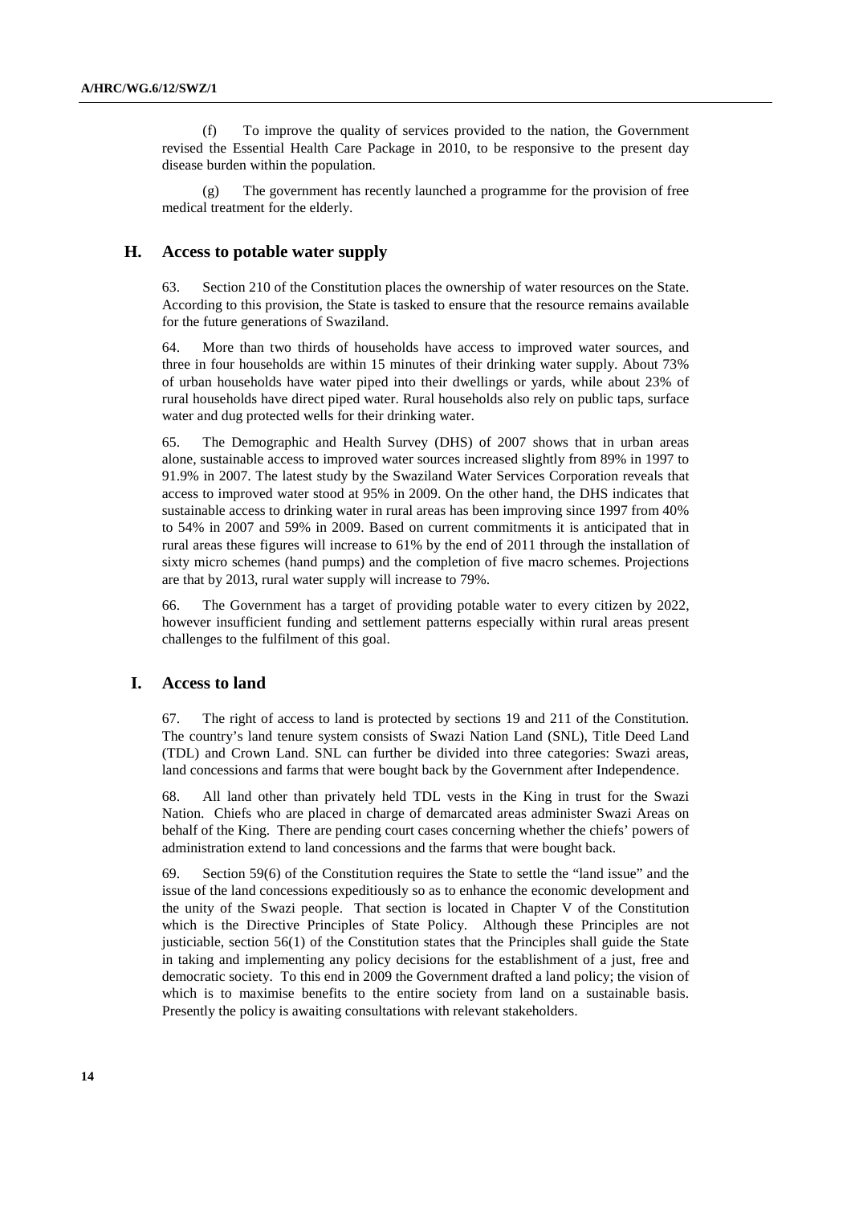(f) To improve the quality of services provided to the nation, the Government revised the Essential Health Care Package in 2010, to be responsive to the present day disease burden within the population.

(g) The government has recently launched a programme for the provision of free medical treatment for the elderly.

## H. Access to potable water supply

63. Section 210 of the Constitution places the ownership of water resources on the State. According to this provision, the State is tasked to ensure that the resource remains available for the future generations of Swaziland.

64. More than two thirds of households have access to improved water sources, and three in four households are within 15 minutes of their drinking water supply. About 73% of urban households have water piped into their dwellings or yards, while about 23% of rural households have direct piped water. Rural households also rely on public taps, surface water and dug protected wells for their drinking water.

65. The Demographic and Health Survey (DHS) of 2007 shows that in urban areas alone, sustainable access to improved water sources increased slightly from 89% in 1997 to 91.9% in 2007. The latest study by the Swaziland Water Services Corporation reveals that access to improved water stood at 95% in 2009. On the other hand, the DHS indicates that sustainable access to drinking water in rural areas has been improving since 1997 from 40% to 54% in 2007 and 59% in 2009. Based on current commitments it is anticipated that in rural areas these figures will increase to 61% by the end of 2011 through the installation of sixty micro schemes (hand pumps) and the completion of five macro schemes. Projections are that by 2013, rural water supply will increase to 79%.

66. The Government has a target of providing potable water to every citizen by 2022, however insufficient funding and settlement patterns especially within rural areas present challenges to the fulfilment of this goal.

## I. Access to land

67. The right of access to land is protected by sections 19 and 211 of the Constitution. The country's land tenure system consists of Swazi Nation Land (SNL), Title Deed Land (TDL) and Crown Land. SNL can further be divided into three categories: Swazi areas, land concessions and farms that were bought back by the Government after Independence.

68. All land other than privately held TDL vests in the King in trust for the Swazi Nation. Chiefs who are placed in charge of demarcated areas administer Swazi Areas on behalf of the King. There are pending court cases concerning whether the chiefs' powers of administration extend to land concessions and the farms that were bought back.

69. Section 59(6) of the Constitution requires the State to settle the "land issue" and the issue of the land concessions expeditiously so as to enhance the economic development and the unity of the Swazi people. That section is located in Chapter V of the Constitution which is the Directive Principles of State Policy. Although these Principles are not justiciable, section 56(1) of the Constitution states that the Principles shall guide the State in taking and implementing any policy decisions for the establishment of a just, free and democratic society. To this end in 2009 the Government drafted a land policy; the vision of which is to maximise benefits to the entire society from land on a sustainable basis. Presently the policy is awaiting consultations with relevant stakeholders.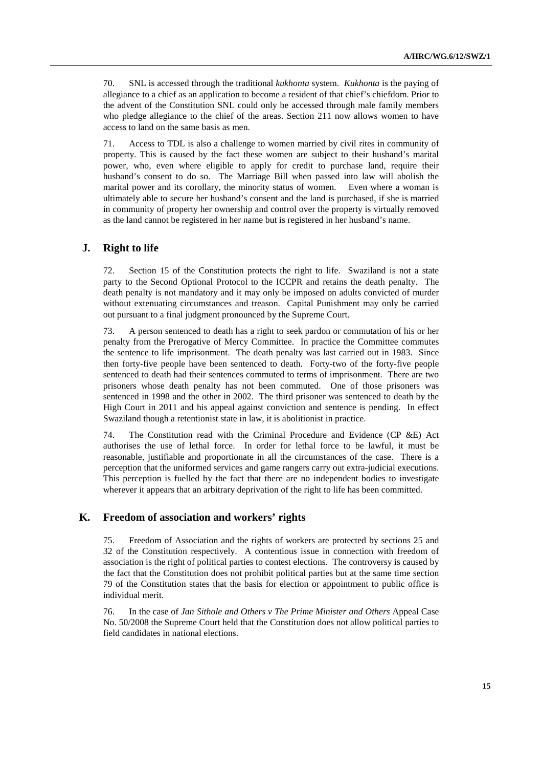70. SNL is accessed through the traditional *kukhonta* system. *Kukhonta* is the paying of allegiance to a chief as an application to become a resident of that chief's chiefdom. Prior to the advent of the Constitution SNL could only be accessed through male family members who pledge allegiance to the chief of the areas. Section 211 now allows women to have access to land on the same basis as men.

71. Access to TDL is also a challenge to women married by civil rites in community of property. This is caused by the fact these women are subject to their husband's marital power, who, even where eligible to apply for credit to purchase land, require their husband's consent to do so. The Marriage Bill when passed into law will abolish the marital power and its corollary, the minority status of women. Even where a woman is ultimately able to secure her husband's consent and the land is purchased, if she is married in community of property her ownership and control over the property is virtually removed as the land cannot be registered in her name but is registered in her husband's name.

## J. Right to life

72. Section 15 of the Constitution protects the right to life. Swaziland is not a state party to the Second Optional Protocol to the ICCPR and retains the death penalty. The death penalty is not mandatory and it may only be imposed on adults convicted of murder without extenuating circumstances and treason. Capital Punishment may only be carried out pursuant to a final judgment pronounced by the Supreme Court.

73. A person sentenced to death has a right to seek pardon or commutation of his or her penalty from the Prerogative of Mercy Committee. In practice the Committee commutes the sentence to life imprisonment. The death penalty was last carried out in 1983. Since then forty-five people have been sentenced to death. Forty-two of the forty-five people sentenced to death had their sentences commuted to terms of imprisonment. There are two prisoners whose death penalty has not been commuted. One of those prisoners was sentenced in 1998 and the other in 2002. The third prisoner was sentenced to death by the High Court in 2011 and his appeal against conviction and sentence is pending. In effect Swaziland though a retentionist state in law, it is abolitionist in practice.

74. The Constitution read with the Criminal Procedure and Evidence (CP &E) Act authorises the use of lethal force. In order for lethal force to be lawful, it must be reasonable, justifiable and proportionate in all the circumstances of the case. There is a perception that the uniformed services and game rangers carry out extra-judicial executions. This perception is fuelled by the fact that there are no independent bodies to investigate wherever it appears that an arbitrary deprivation of the right to life has been committed.

## K. Freedom of association and workers' rights

75. Freedom of Association and the rights of workers are protected by sections 25 and 32 of the Constitution respectively. A contentious issue in connection with freedom of association is the right of political parties to contest elections. The controversy is caused by the fact that the Constitution does not prohibit political parties but at the same time section 79 of the Constitution states that the basis for election or appointment to public office is individual merit.

76. In the case of *Jan Sithole and Others v The Prime Minister and Others* Appeal Case No. 50/2008 the Supreme Court held that the Constitution does not allow political parties to field candidates in national elections.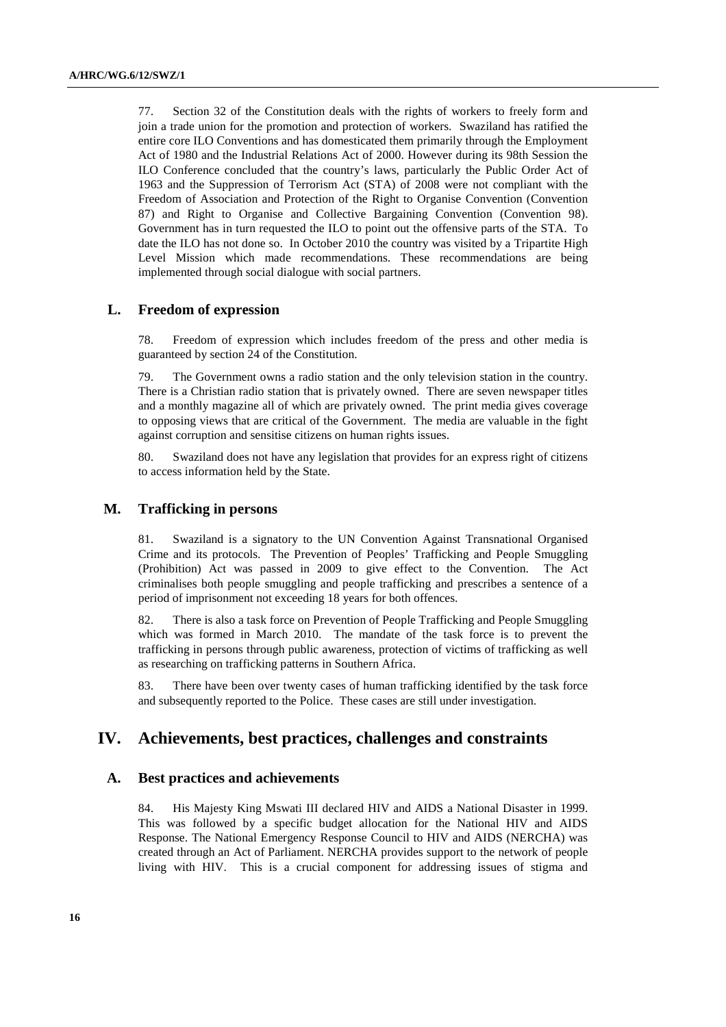77. Section 32 of the Constitution deals with the rights of workers to freely form and join a trade union for the promotion and protection of workers. Swaziland has ratified the entire core ILO Conventions and has domesticated them primarily through the Employment Act of 1980 and the Industrial Relations Act of 2000. However during its 98th Session the ILO Conference concluded that the country's laws, particularly the Public Order Act of 1963 and the Suppression of Terrorism Act (STA) of 2008 were not compliant with the Freedom of Association and Protection of the Right to Organise Convention (Convention 87) and Right to Organise and Collective Bargaining Convention (Convention 98). Government has in turn requested the ILO to point out the offensive parts of the STA. To date the ILO has not done so. In October 2010 the country was visited by a Tripartite High Level Mission which made recommendations. These recommendations are being implemented through social dialogue with social partners.

## L. Freedom of expression

78. Freedom of expression which includes freedom of the press and other media is guaranteed by section 24 of the Constitution.

79. The Government owns a radio station and the only television station in the country. There is a Christian radio station that is privately owned. There are seven newspaper titles and a monthly magazine all of which are privately owned. The print media gives coverage to opposing views that are critical of the Government. The media are valuable in the fight against corruption and sensitise citizens on human rights issues.

80. Swaziland does not have any legislation that provides for an express right of citizens to access information held by the State.

## M. Trafficking in persons

81. Swaziland is a signatory to the UN Convention Against Transnational Organised Crime and its protocols. The Prevention of Peoples' Trafficking and People Smuggling (Prohibition) Act was passed in 2009 to give effect to the Convention. The Act criminalises both people smuggling and people trafficking and prescribes a sentence of a period of imprisonment not exceeding 18 years for both offences.

82. There is also a task force on Prevention of People Trafficking and People Smuggling which was formed in March 2010. The mandate of the task force is to prevent the trafficking in persons through public awareness, protection of victims of trafficking as well as researching on trafficking patterns in Southern Africa.

83. There have been over twenty cases of human trafficking identified by the task force and subsequently reported to the Police. These cases are still under investigation.

# IV. Achievements, best practices, challenges and constraints

## A. Best practices and achievements

84. His Majesty King Mswati III declared HIV and AIDS a National Disaster in 1999. This was followed by a specific budget allocation for the National HIV and AIDS Response. The National Emergency Response Council to HIV and AIDS (NERCHA) was created through an Act of Parliament. NERCHA provides support to the network of people living with HIV. This is a crucial component for addressing issues of stigma and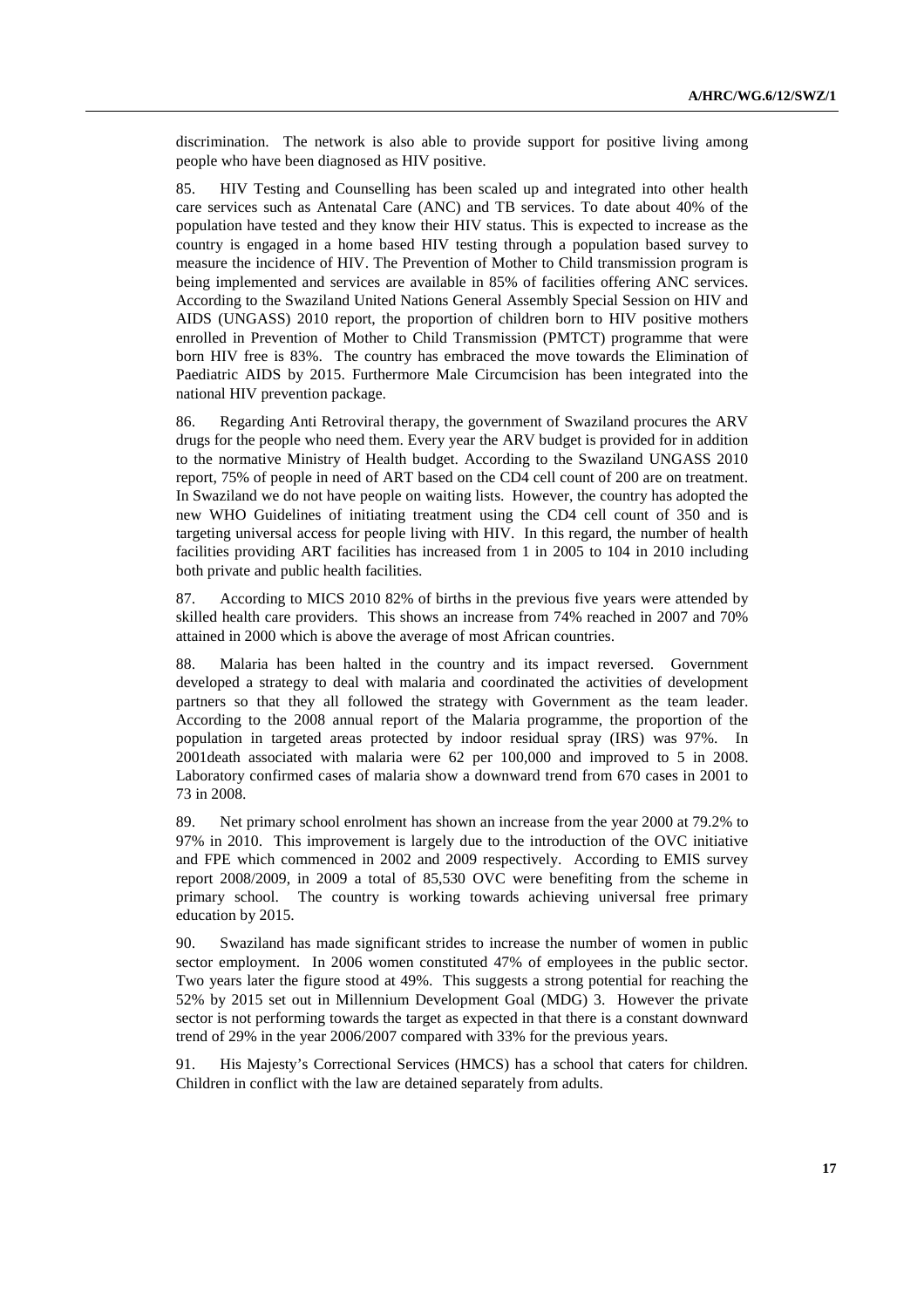discrimination. The network is also able to provide support for positive living among people who have been diagnosed as HIV positive.

85. HIV Testing and Counselling has been scaled up and integrated into other health care services such as Antenatal Care (ANC) and TB services. To date about 40% of the population have tested and they know their HIV status. This is expected to increase as the country is engaged in a home based HIV testing through a population based survey to measure the incidence of HIV. The Prevention of Mother to Child transmission program is being implemented and services are available in 85% of facilities offering ANC services. According to the Swaziland United Nations General Assembly Special Session on HIV and AIDS (UNGASS) 2010 report, the proportion of children born to HIV positive mothers enrolled in Prevention of Mother to Child Transmission (PMTCT) programme that were born HIV free is 83%. The country has embraced the move towards the Elimination of Paediatric AIDS by 2015. Furthermore Male Circumcision has been integrated into the national HIV prevention package.

86. Regarding Anti Retroviral therapy, the government of Swaziland procures the ARV drugs for the people who need them. Every year the ARV budget is provided for in addition to the normative Ministry of Health budget. According to the Swaziland UNGASS 2010 report, 75% of people in need of ART based on the CD4 cell count of 200 are on treatment. In Swaziland we do not have people on waiting lists. However, the country has adopted the new WHO Guidelines of initiating treatment using the CD4 cell count of 350 and is targeting universal access for people living with HIV. In this regard, the number of health facilities providing ART facilities has increased from 1 in 2005 to 104 in 2010 including both private and public health facilities.

87. According to MICS 2010 82% of births in the previous five years were attended by skilled health care providers. This shows an increase from 74% reached in 2007 and 70% attained in 2000 which is above the average of most African countries.

88. Malaria has been halted in the country and its impact reversed. Government developed a strategy to deal with malaria and coordinated the activities of development partners so that they all followed the strategy with Government as the team leader. According to the 2008 annual report of the Malaria programme, the proportion of the population in targeted areas protected by indoor residual spray (IRS) was 97%. In 2001death associated with malaria were 62 per 100,000 and improved to 5 in 2008. Laboratory confirmed cases of malaria show a downward trend from 670 cases in 2001 to 73 in 2008.

89. Net primary school enrolment has shown an increase from the year 2000 at 79.2% to 97% in 2010. This improvement is largely due to the introduction of the OVC initiative and FPE which commenced in 2002 and 2009 respectively. According to EMIS survey report 2008/2009, in 2009 a total of 85,530 OVC were benefiting from the scheme in primary school. The country is working towards achieving universal free primary education by 2015.

90. Swaziland has made significant strides to increase the number of women in public sector employment. In 2006 women constituted 47% of employees in the public sector. Two years later the figure stood at 49%. This suggests a strong potential for reaching the 52% by 2015 set out in Millennium Development Goal (MDG) 3. However the private sector is not performing towards the target as expected in that there is a constant downward trend of 29% in the year 2006/2007 compared with 33% for the previous years.

91. His Majesty's Correctional Services (HMCS) has a school that caters for children. Children in conflict with the law are detained separately from adults.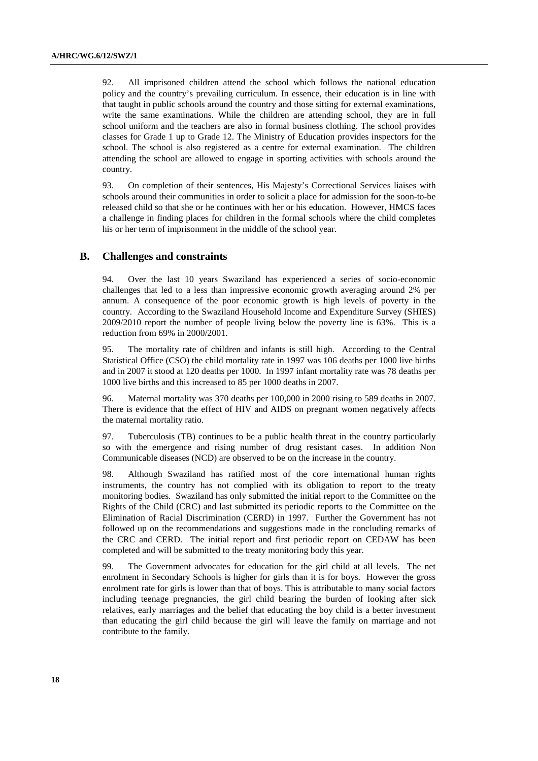92. All imprisoned children attend the school which follows the national education policy and the country's prevailing curriculum. In essence, their education is in line with that taught in public schools around the country and those sitting for external examinations, write the same examinations. While the children are attending school, they are in full school uniform and the teachers are also in formal business clothing. The school provides classes for Grade 1 up to Grade 12. The Ministry of Education provides inspectors for the school. The school is also registered as a centre for external examination. The children attending the school are allowed to engage in sporting activities with schools around the country.

93. On completion of their sentences, His Majesty's Correctional Services liaises with schools around their communities in order to solicit a place for admission for the soon-to-be released child so that she or he continues with her or his education. However, HMCS faces a challenge in finding places for children in the formal schools where the child completes his or her term of imprisonment in the middle of the school year.

## B. Challenges and constraints

94. Over the last 10 years Swaziland has experienced a series of socio-economic challenges that led to a less than impressive economic growth averaging around 2% per annum. A consequence of the poor economic growth is high levels of poverty in the country. According to the Swaziland Household Income and Expenditure Survey (SHIES) 2009/2010 report the number of people living below the poverty line is 63%. This is a reduction from 69% in 2000/2001.

95. The mortality rate of children and infants is still high. According to the Central Statistical Office (CSO) the child mortality rate in 1997 was 106 deaths per 1000 live births and in 2007 it stood at 120 deaths per 1000. In 1997 infant mortality rate was 78 deaths per 1000 live births and this increased to 85 per 1000 deaths in 2007.

96. Maternal mortality was 370 deaths per 100,000 in 2000 rising to 589 deaths in 2007. There is evidence that the effect of HIV and AIDS on pregnant women negatively affects the maternal mortality ratio.

97. Tuberculosis (TB) continues to be a public health threat in the country particularly so with the emergence and rising number of drug resistant cases. In addition Non Communicable diseases (NCD) are observed to be on the increase in the country.

98. Although Swaziland has ratified most of the core international human rights instruments, the country has not complied with its obligation to report to the treaty monitoring bodies. Swaziland has only submitted the initial report to the Committee on the Rights of the Child (CRC) and last submitted its periodic reports to the Committee on the Elimination of Racial Discrimination (CERD) in 1997. Further the Government has not followed up on the recommendations and suggestions made in the concluding remarks of the CRC and CERD. The initial report and first periodic report on CEDAW has been completed and will be submitted to the treaty monitoring body this year.

99. The Government advocates for education for the girl child at all levels. The net enrolment in Secondary Schools is higher for girls than it is for boys. However the gross enrolment rate for girls is lower than that of boys. This is attributable to many social factors including teenage pregnancies, the girl child bearing the burden of looking after sick relatives, early marriages and the belief that educating the boy child is a better investment than educating the girl child because the girl will leave the family on marriage and not contribute to the family.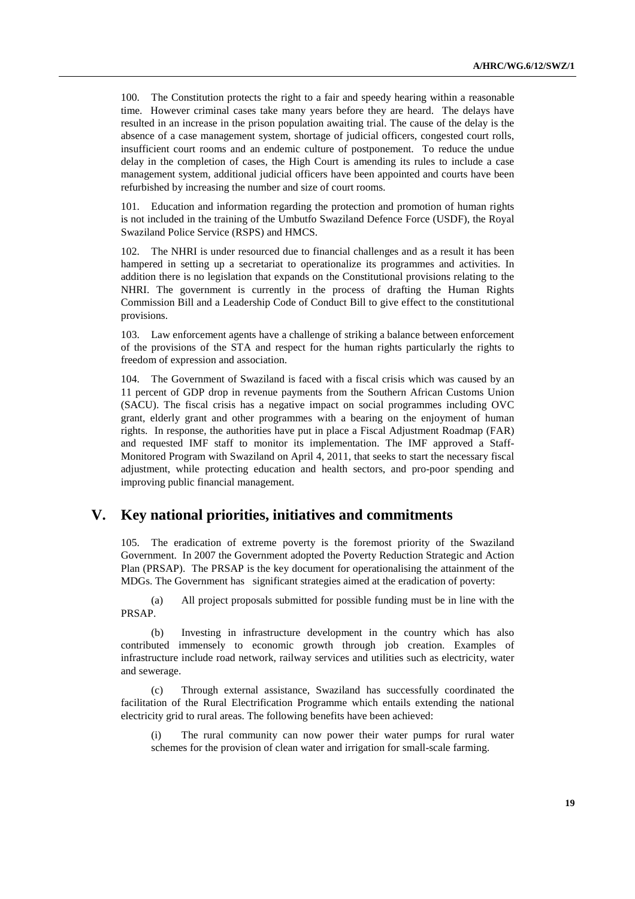100. The Constitution protects the right to a fair and speedy hearing within a reasonable time. However criminal cases take many years before they are heard. The delays have resulted in an increase in the prison population awaiting trial. The cause of the delay is the absence of a case management system, shortage of judicial officers, congested court rolls, insufficient court rooms and an endemic culture of postponement. To reduce the undue delay in the completion of cases, the High Court is amending its rules to include a case management system, additional judicial officers have been appointed and courts have been refurbished by increasing the number and size of court rooms.

101. Education and information regarding the protection and promotion of human rights is not included in the training of the Umbutfo Swaziland Defence Force (USDF), the Royal Swaziland Police Service (RSPS) and HMCS.

102. The NHRI is under resourced due to financial challenges and as a result it has been hampered in setting up a secretariat to operationalize its programmes and activities. In addition there is no legislation that expands on the Constitutional provisions relating to the NHRI. The government is currently in the process of drafting the Human Rights Commission Bill and a Leadership Code of Conduct Bill to give effect to the constitutional provisions.

103. Law enforcement agents have a challenge of striking a balance between enforcement of the provisions of the STA and respect for the human rights particularly the rights to freedom of expression and association.

104. The Government of Swaziland is faced with a fiscal crisis which was caused by an 11 percent of GDP drop in revenue payments from the Southern African Customs Union (SACU). The fiscal crisis has a negative impact on social programmes including OVC grant, elderly grant and other programmes with a bearing on the enjoyment of human rights. In response, the authorities have put in place a Fiscal Adjustment Roadmap (FAR) and requested IMF staff to monitor its implementation. The IMF approved a Staff-Monitored Program with Swaziland on April 4, 2011, that seeks to start the necessary fiscal adjustment, while protecting education and health sectors, and pro-poor spending and improving public financial management.

# V. Key national priorities, initiatives and commitments

105. The eradication of extreme poverty is the foremost priority of the Swaziland Government. In 2007 the Government adopted the Poverty Reduction Strategic and Action Plan (PRSAP). The PRSAP is the key document for operationalising the attainment of the MDGs. The Government has significant strategies aimed at the eradication of poverty:

(a) All project proposals submitted for possible funding must be in line with the PRSAP.

(b) Investing in infrastructure development in the country which has also contributed immensely to economic growth through job creation. Examples of infrastructure include road network, railway services and utilities such as electricity, water and sewerage.

(c) Through external assistance, Swaziland has successfully coordinated the facilitation of the Rural Electrification Programme which entails extending the national electricity grid to rural areas. The following benefits have been achieved:

(i) The rural community can now power their water pumps for rural water schemes for the provision of clean water and irrigation for small-scale farming.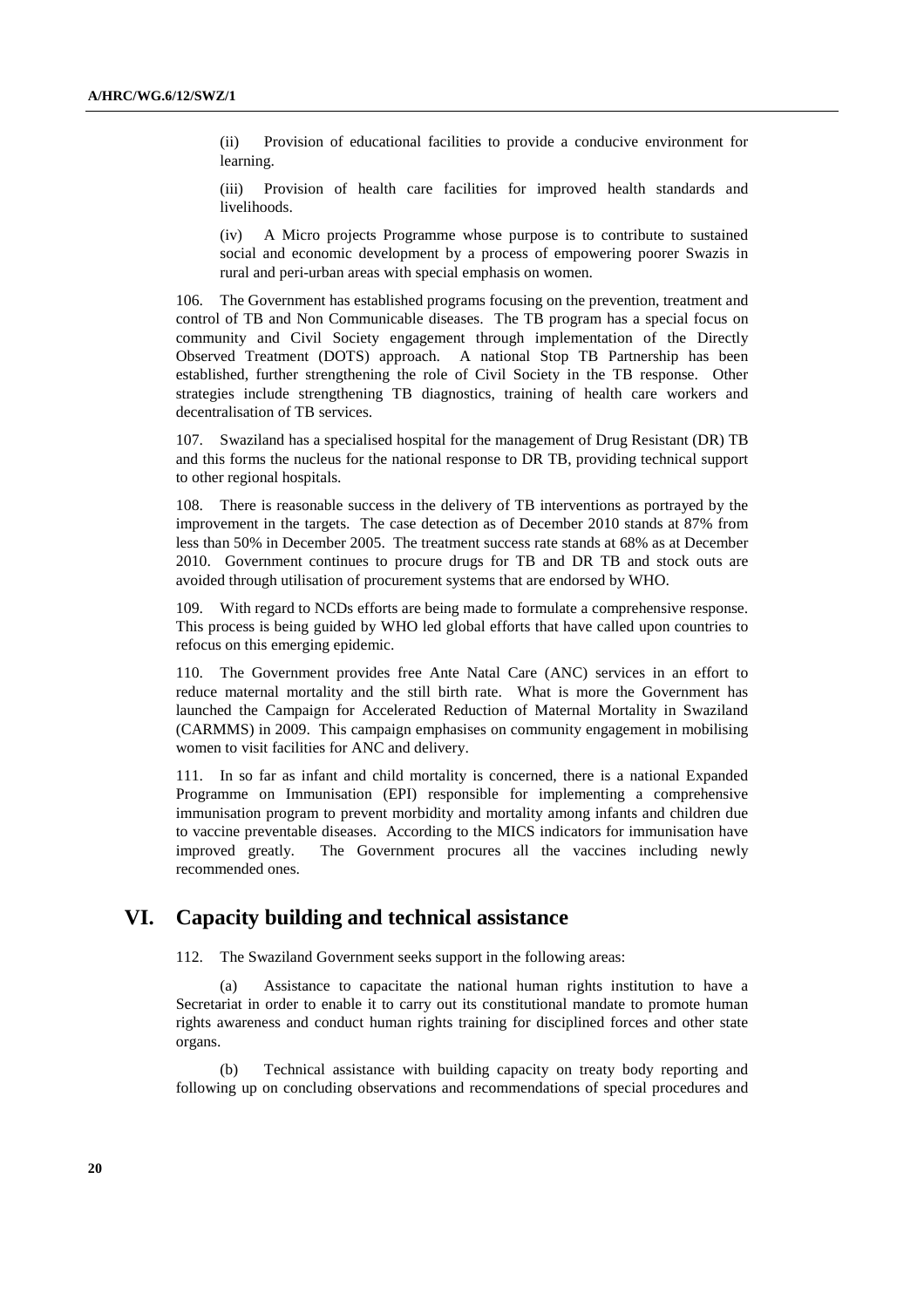(ii) Provision of educational facilities to provide a conducive environment for learning.

(iii) Provision of health care facilities for improved health standards and livelihoods.

(iv) A Micro projects Programme whose purpose is to contribute to sustained social and economic development by a process of empowering poorer Swazis in rural and peri-urban areas with special emphasis on women.

106. The Government has established programs focusing on the prevention, treatment and control of TB and Non Communicable diseases. The TB program has a special focus on community and Civil Society engagement through implementation of the Directly Observed Treatment (DOTS) approach. A national Stop TB Partnership has been established, further strengthening the role of Civil Society in the TB response. Other strategies include strengthening TB diagnostics, training of health care workers and decentralisation of TB services.

107. Swaziland has a specialised hospital for the management of Drug Resistant (DR) TB and this forms the nucleus for the national response to DR TB, providing technical support to other regional hospitals.

108. There is reasonable success in the delivery of TB interventions as portrayed by the improvement in the targets. The case detection as of December 2010 stands at 87% from less than 50% in December 2005. The treatment success rate stands at 68% as at December 2010. Government continues to procure drugs for TB and DR TB and stock outs are avoided through utilisation of procurement systems that are endorsed by WHO.

109. With regard to NCDs efforts are being made to formulate a comprehensive response. This process is being guided by WHO led global efforts that have called upon countries to refocus on this emerging epidemic.

110. The Government provides free Ante Natal Care (ANC) services in an effort to reduce maternal mortality and the still birth rate. What is more the Government has launched the Campaign for Accelerated Reduction of Maternal Mortality in Swaziland (CARMMS) in 2009. This campaign emphasises on community engagement in mobilising women to visit facilities for ANC and delivery.

111. In so far as infant and child mortality is concerned, there is a national Expanded Programme on Immunisation (EPI) responsible for implementing a comprehensive immunisation program to prevent morbidity and mortality among infants and children due to vaccine preventable diseases. According to the MICS indicators for immunisation have improved greatly. The Government procures all the vaccines including newly recommended ones.

## VI. Capacity building and technical assistance

112. The Swaziland Government seeks support in the following areas:

(a) Assistance to capacitate the national human rights institution to have a Secretariat in order to enable it to carry out its constitutional mandate to promote human rights awareness and conduct human rights training for disciplined forces and other state organs.

(b) Technical assistance with building capacity on treaty body reporting and following up on concluding observations and recommendations of special procedures and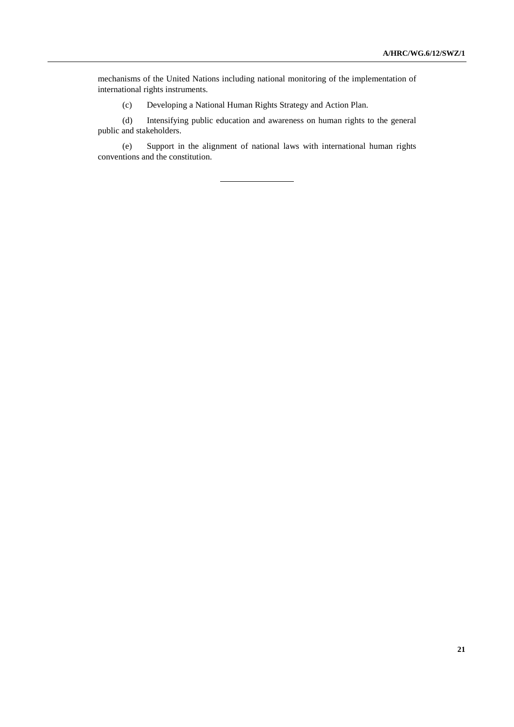mechanisms of the United Nations including national monitoring of the implementation of international rights instruments.

(c) Developing a National Human Rights Strategy and Action Plan.

(d) Intensifying public education and awareness on human rights to the general public and stakeholders.

(e) Support in the alignment of national laws with international human rights conventions and the constitution.